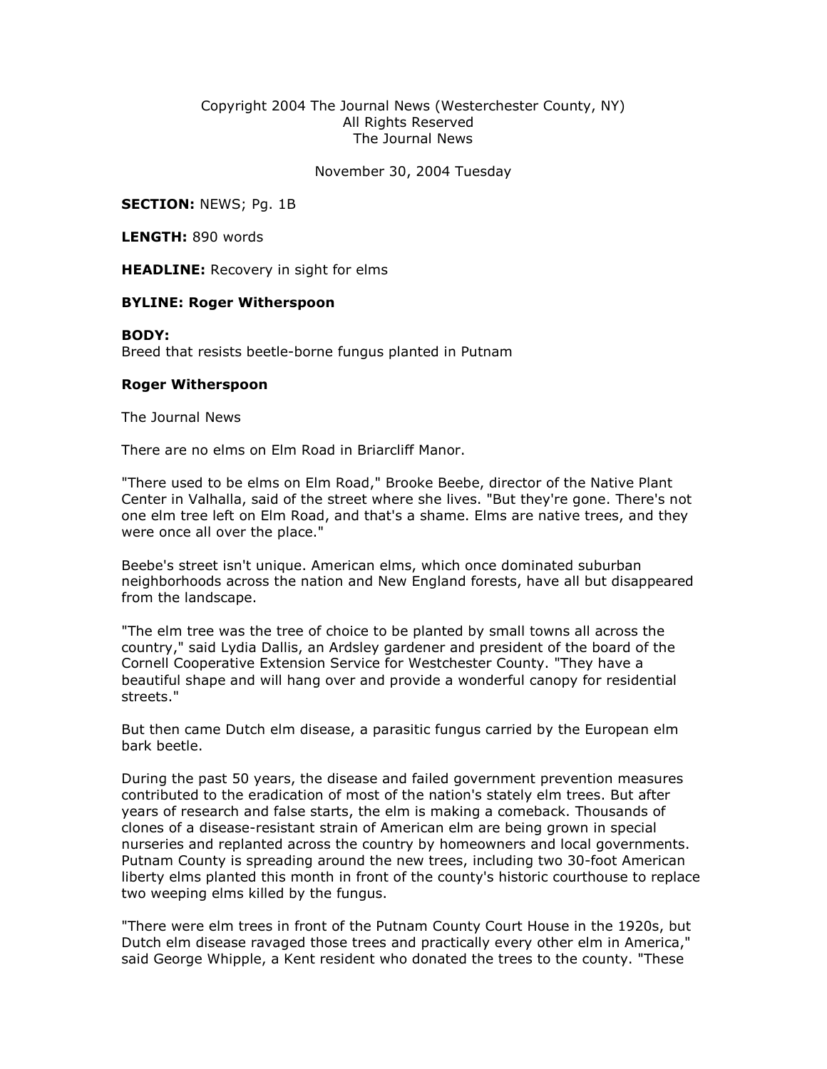Copyright 2004 The Journal News (Westerchester County, NY)
All Rights Reserved
The Journal News

November 30, 2004 Tuesday

**SECTION:** NEWS; Pg. 1B

**LENGTH:** 890 words

**HEADLINE:** Recovery in sight for elms

**BYLINE: Roger Witherspoon**

**BODY:**
Breed that resists beetle-borne fungus planted in Putnam

**Roger Witherspoon**

The Journal News

There are no elms on Elm Road in Briarcliff Manor.

"There used to be elms on Elm Road," Brooke Beebe, director of the Native Plant Center in Valhalla, said of the street where she lives. "But they're gone. There's not one elm tree left on Elm Road, and that's a shame. Elms are native trees, and they were once all over the place."

Beebe's street isn't unique. American elms, which once dominated suburban neighborhoods across the nation and New England forests, have all but disappeared from the landscape.

"The elm tree was the tree of choice to be planted by small towns all across the country," said Lydia Dallis, an Ardsley gardener and president of the board of the Cornell Cooperative Extension Service for Westchester County. "They have a beautiful shape and will hang over and provide a wonderful canopy for residential streets."

But then came Dutch elm disease, a parasitic fungus carried by the European elm bark beetle.

During the past 50 years, the disease and failed government prevention measures contributed to the eradication of most of the nation's stately elm trees. But after years of research and false starts, the elm is making a comeback. Thousands of clones of a disease-resistant strain of American elm are being grown in special nurseries and replanted across the country by homeowners and local governments. Putnam County is spreading around the new trees, including two 30-foot American liberty elms planted this month in front of the county's historic courthouse to replace two weeping elms killed by the fungus.

"There were elm trees in front of the Putnam County Court House in the 1920s, but Dutch elm disease ravaged those trees and practically every other elm in America," said George Whipple, a Kent resident who donated the trees to the county. "These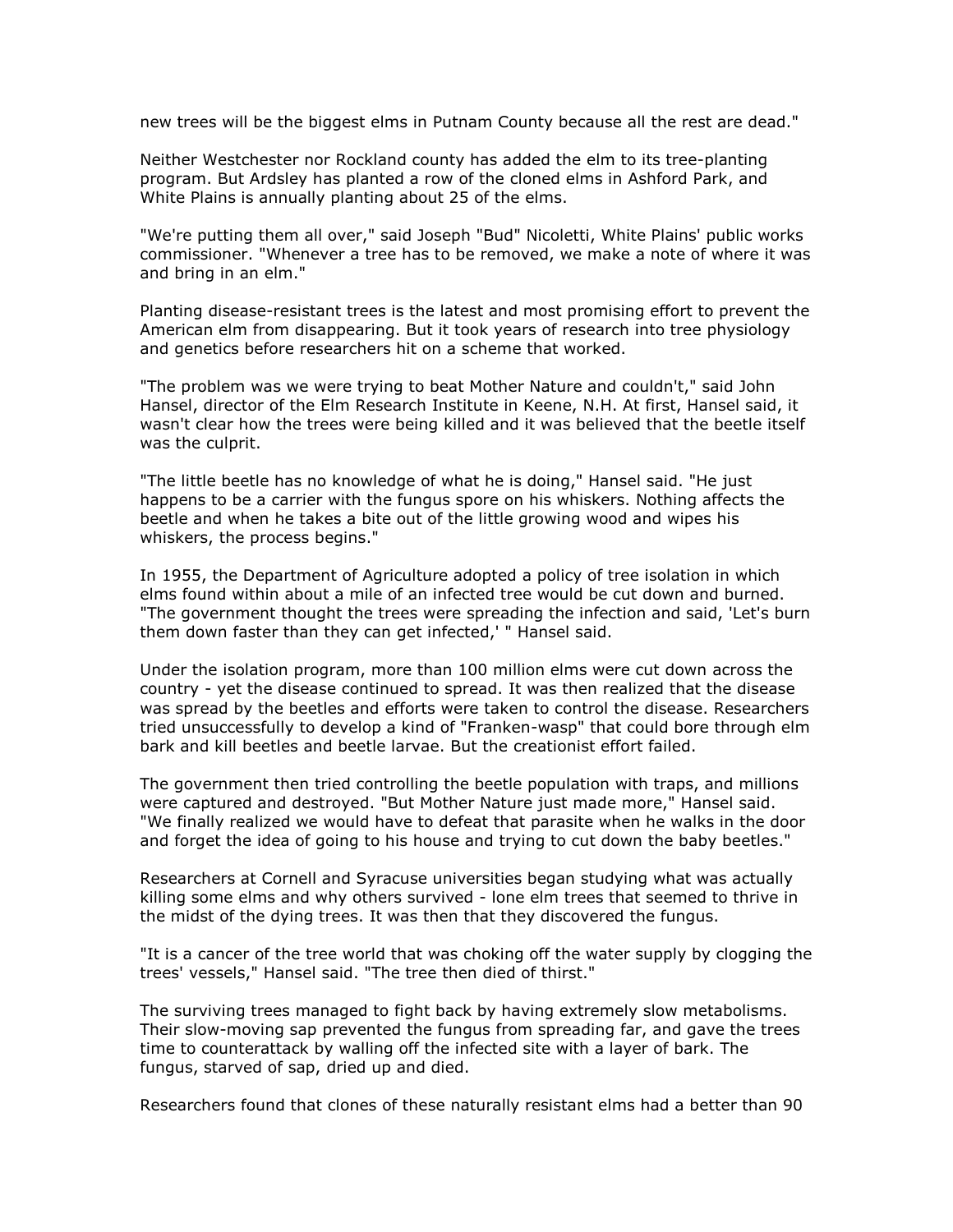new trees will be the biggest elms in Putnam County because all the rest are dead."

Neither Westchester nor Rockland county has added the elm to its tree-planting program. But Ardsley has planted a row of the cloned elms in Ashford Park, and White Plains is annually planting about 25 of the elms.

"We're putting them all over," said Joseph "Bud" Nicoletti, White Plains' public works commissioner. "Whenever a tree has to be removed, we make a note of where it was and bring in an elm."

Planting disease-resistant trees is the latest and most promising effort to prevent the American elm from disappearing. But it took years of research into tree physiology and genetics before researchers hit on a scheme that worked.

"The problem was we were trying to beat Mother Nature and couldn't," said John Hansel, director of the Elm Research Institute in Keene, N.H. At first, Hansel said, it wasn't clear how the trees were being killed and it was believed that the beetle itself was the culprit.

"The little beetle has no knowledge of what he is doing," Hansel said. "He just happens to be a carrier with the fungus spore on his whiskers. Nothing affects the beetle and when he takes a bite out of the little growing wood and wipes his whiskers, the process begins."

In 1955, the Department of Agriculture adopted a policy of tree isolation in which elms found within about a mile of an infected tree would be cut down and burned. "The government thought the trees were spreading the infection and said, 'Let's burn them down faster than they can get infected,' " Hansel said.

Under the isolation program, more than 100 million elms were cut down across the country - yet the disease continued to spread. It was then realized that the disease was spread by the beetles and efforts were taken to control the disease. Researchers tried unsuccessfully to develop a kind of "Franken-wasp" that could bore through elm bark and kill beetles and beetle larvae. But the creationist effort failed.

The government then tried controlling the beetle population with traps, and millions were captured and destroyed. "But Mother Nature just made more," Hansel said. "We finally realized we would have to defeat that parasite when he walks in the door and forget the idea of going to his house and trying to cut down the baby beetles."

Researchers at Cornell and Syracuse universities began studying what was actually killing some elms and why others survived - lone elm trees that seemed to thrive in the midst of the dying trees. It was then that they discovered the fungus.

"It is a cancer of the tree world that was choking off the water supply by clogging the trees' vessels," Hansel said. "The tree then died of thirst."

The surviving trees managed to fight back by having extremely slow metabolisms. Their slow-moving sap prevented the fungus from spreading far, and gave the trees time to counterattack by walling off the infected site with a layer of bark. The fungus, starved of sap, dried up and died.

Researchers found that clones of these naturally resistant elms had a better than 90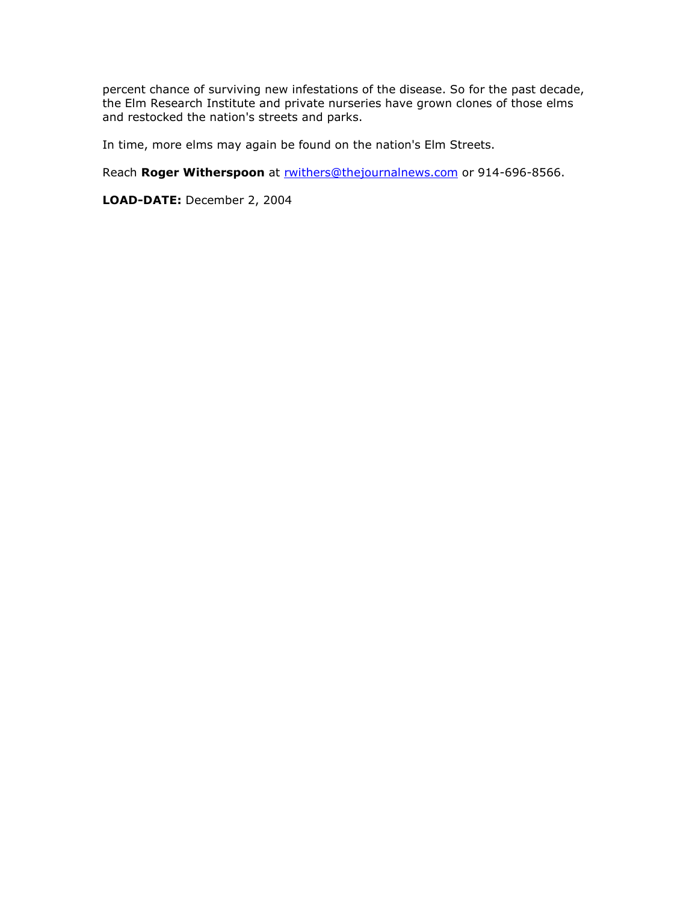percent chance of surviving new infestations of the disease. So for the past decade, the Elm Research Institute and private nurseries have grown clones of those elms and restocked the nation's streets and parks.

In time, more elms may again be found on the nation's Elm Streets.

Reach **Roger Witherspoon** at rwithers@thejournalnews.com or 914-696-8566.

**LOAD-DATE:** December 2, 2004